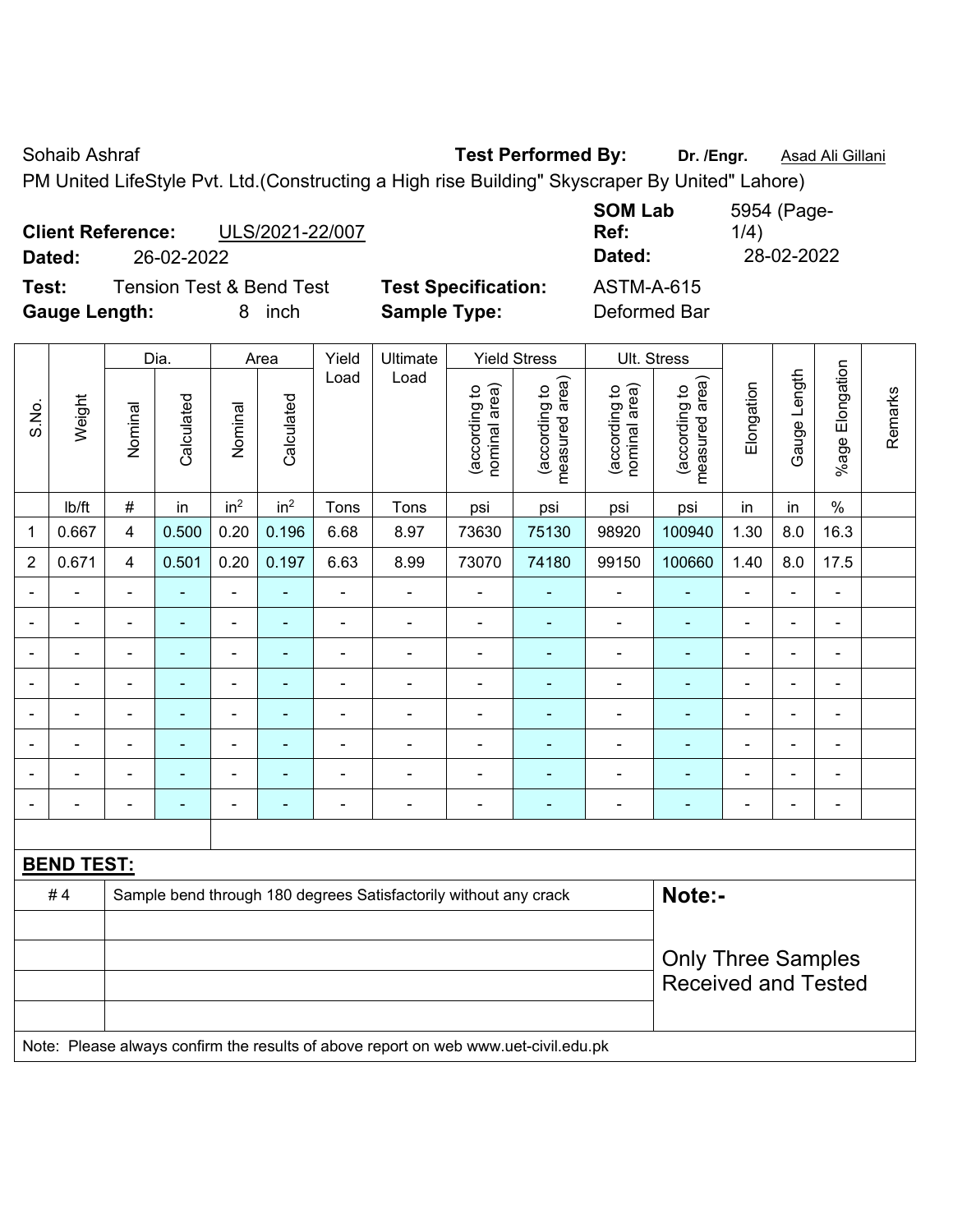Sohaib Ashraf **Test Performed By:** **Dr. /Engr.** Asad Ali Gillani

PM United LifeStyle Pvt. Ltd.(Constructing a High rise Building" Skyscraper By United" Lahore)

**Client Reference:** ULS/2021-22/007 **SOM Lab Ref:** 5954 (Page-1/4)

**Dated:** 26-02-2022 **Dated:** 28-02-2022

**Test:** Tension Test & Bend Test **Test Specification:** ASTM-A-615

**Gauge Length:** 8 inch **Sample Type:** Deformed Bar

| S.No. | Weight | Dia. | | Area | | Yield Load | Ultimate Load | Yield Stress | | Ult. Stress | | Elongation | Gauge Length | %age Elongation | Remarks |
|---|---|---|---|---|---|---|---|---|---|---|---|---|---|---|---|
| | | Nominal | Calculated | Nominal | Calculated | | | (according to nominal area) | (according to measured area) | (according to nominal area) | (according to measured area) | | | | |
| | lb/ft | # | in | $in^2$ | $in^2$ | Tons | Tons | psi | psi | psi | psi | in | in | % | |
| 1 | 0.667 | 4 | 0.500 | 0.20 | 0.196 | 6.68 | 8.97 | 73630 | 75130 | 98920 | 100940 | 1.30 | 8.0 | 16.3 | |
| 2 | 0.671 | 4 | 0.501 | 0.20 | 0.197 | 6.63 | 8.99 | 73070 | 74180 | 99150 | 100660 | 1.40 | 8.0 | 17.5 | |
| - | - | - | - | - | - | - | - | - | - | - | - | - | - | - | |
| - | - | - | - | - | - | - | - | - | - | - | - | - | - | - | |
| - | - | - | - | - | - | - | - | - | - | - | - | - | - | - | |
| - | - | - | - | - | - | - | - | - | - | - | - | - | - | - | |
| - | - | - | - | - | - | - | - | - | - | - | - | - | - | - | |
| - | - | - | - | - | - | - | - | - | - | - | - | - | - | - | |
| - | - | - | - | - | - | - | - | - | - | - | - | - | - | - | |
| - | - | - | - | - | - | - | - | - | - | - | - | - | - | - | |

**BEND TEST:**

| | | |
|---|---|---|
| # 4 | Sample bend through 180 degrees Satisfactorily without any crack | **Note:-** Only Three Samples Received and Tested |

Note: Please always confirm the results of above report on web www.uet-civil.edu.pk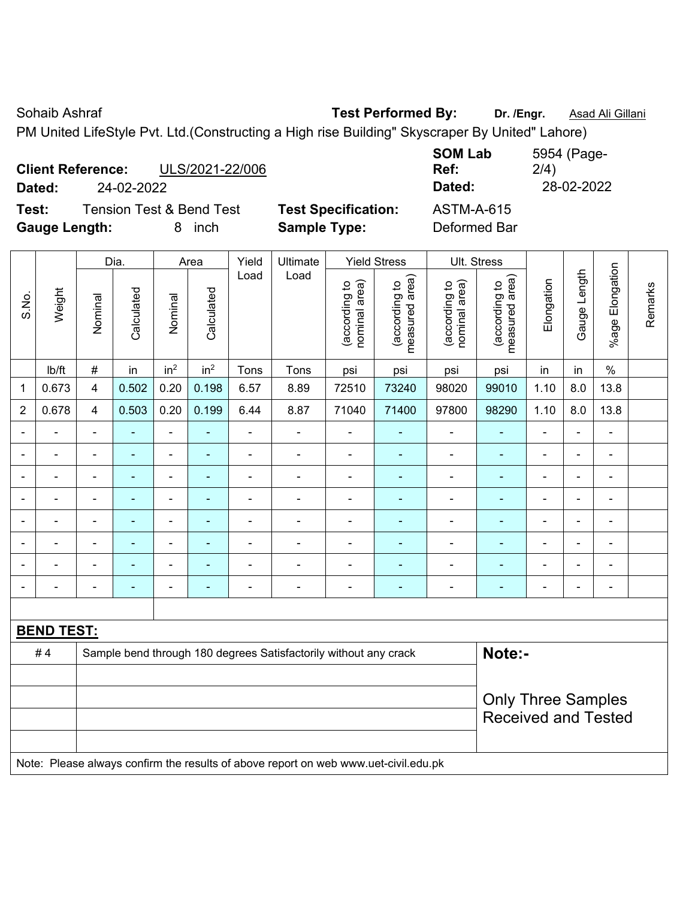Sohaib Ashraf **Test Performed By:** **Dr. /Engr.** Asad Ali Gillani

PM United LifeStyle Pvt. Ltd.(Constructing a High rise Building" Skyscraper By United" Lahore)

**Client Reference:** ULS/2021-22/006 **SOM Lab Ref:** 5954 (Page-2/4)

**Dated:** 24-02-2022 **Dated:** 28-02-2022

**Test:** Tension Test & Bend Test **Test Specification:** ASTM-A-615

**Gauge Length:** 8 inch **Sample Type:** Deformed Bar

| S.No. | Weight | Dia. | | Area | | Yield Load | Ultimate Load | Yield Stress | | Ult. Stress | | Elongation | Gauge Length | %age Elongation | Remarks |
|---|---|---|---|---|---|---|---|---|---|---|---|---|---|---|---|
| | | Nominal | Calculated | Nominal | Calculated | | | (according to nominal area) | (according to measured area) | (according to nominal area) | (according to measured area) | | | | |
| | lb/ft | # | in | $in^2$ | $in^2$ | Tons | Tons | psi | psi | psi | psi | in | in | % | |
| 1 | 0.673 | 4 | 0.502 | 0.20 | 0.198 | 6.57 | 8.89 | 72510 | 73240 | 98020 | 99010 | 1.10 | 8.0 | 13.8 | |
| 2 | 0.678 | 4 | 0.503 | 0.20 | 0.199 | 6.44 | 8.87 | 71040 | 71400 | 97800 | 98290 | 1.10 | 8.0 | 13.8 | |
| - | - | - | - | - | - | - | - | - | - | - | - | - | - | - | |
| - | - | - | - | - | - | - | - | - | - | - | - | - | - | - | |
| - | - | - | - | - | - | - | - | - | - | - | - | - | - | - | |
| - | - | - | - | - | - | - | - | - | - | - | - | - | - | - | |
| - | - | - | - | - | - | - | - | - | - | - | - | - | - | - | |
| - | - | - | - | - | - | - | - | - | - | - | - | - | - | - | |
| - | - | - | - | - | - | - | - | - | - | - | - | - | - | - | |
| - | - | - | - | - | - | - | - | - | - | - | - | - | - | - | |

**BEND TEST:**

| | | |
|---|---|---|
| # 4 | Sample bend through 180 degrees Satisfactorily without any crack | **Note:-** Only Three Samples Received and Tested |

Note: Please always confirm the results of above report on web www.uet-civil.edu.pk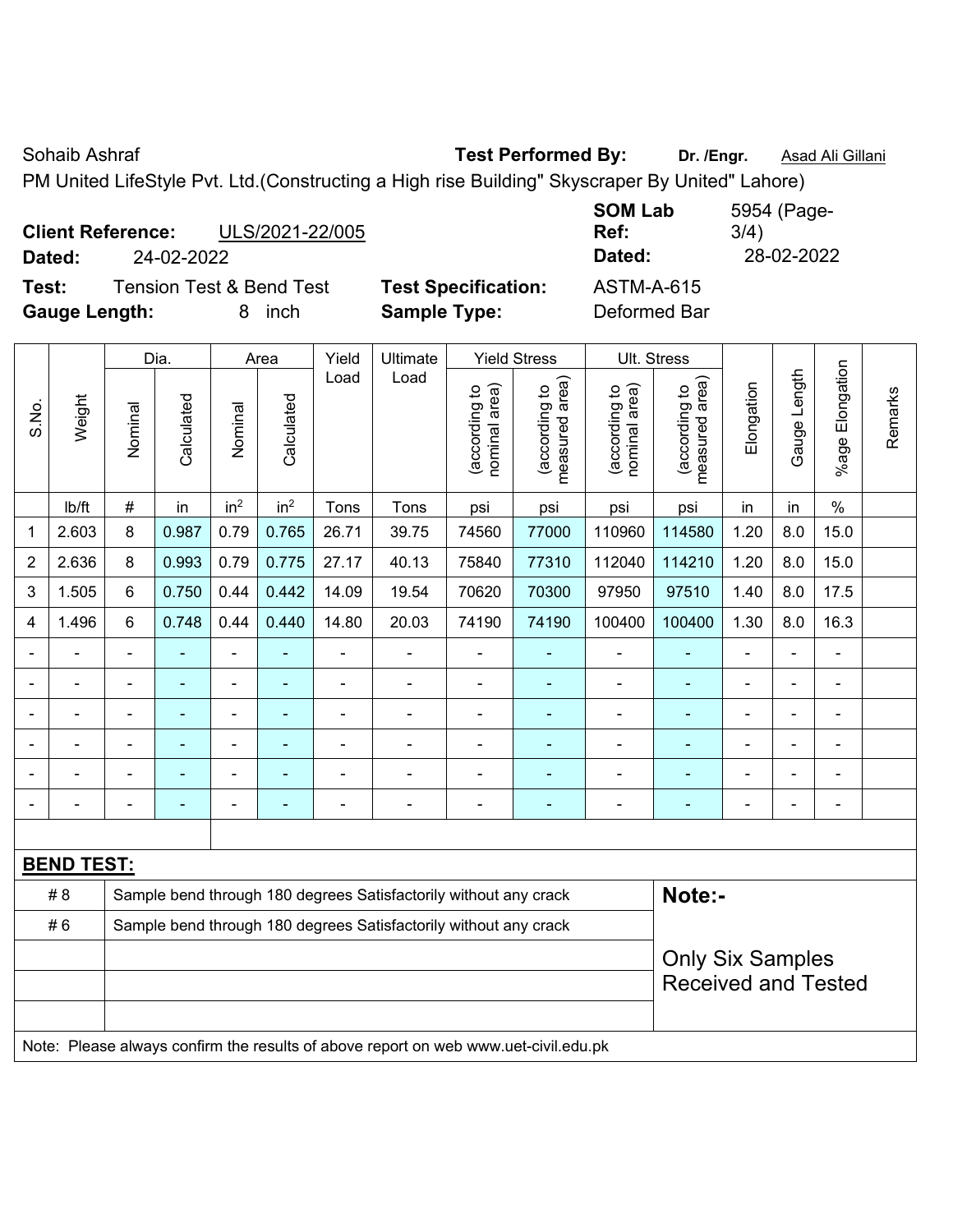Sohaib Ashraf **Test Performed By:** **Dr. /Engr.** Asad Ali Gillani

PM United LifeStyle Pvt. Ltd.(Constructing a High rise Building" Skyscraper By United" Lahore)

**Client Reference:** ULS/2021-22/005 **SOM Lab Ref:** 5954 (Page-3/4)

**Dated:** 24-02-2022 **Dated:** 28-02-2022

**Test:** Tension Test & Bend Test **Test Specification:** ASTM-A-615

**Gauge Length:** 8 inch **Sample Type:** Deformed Bar

| S.No. | Weight | Dia. | | Area | | Yield Load | Ultimate Load | Yield Stress | | Ult. Stress | | Elongation | Gauge Length | %age Elongation | Remarks |
|---|---|---|---|---|---|---|---|---|---|---|---|---|---|---|---|
| | | Nominal | Calculated | Nominal | Calculated | | | (according to nominal area) | (according to measured area) | (according to nominal area) | (according to measured area) | | | | |
| | lb/ft | # | in | $in^2$ | $in^2$ | Tons | Tons | psi | psi | psi | psi | in | in | % | |
| 1 | 2.603 | 8 | 0.987 | 0.79 | 0.765 | 26.71 | 39.75 | 74560 | 77000 | 110960 | 114580 | 1.20 | 8.0 | 15.0 | |
| 2 | 2.636 | 8 | 0.993 | 0.79 | 0.775 | 27.17 | 40.13 | 75840 | 77310 | 112040 | 114210 | 1.20 | 8.0 | 15.0 | |
| 3 | 1.505 | 6 | 0.750 | 0.44 | 0.442 | 14.09 | 19.54 | 70620 | 70300 | 97950 | 97510 | 1.40 | 8.0 | 17.5 | |
| 4 | 1.496 | 6 | 0.748 | 0.44 | 0.440 | 14.80 | 20.03 | 74190 | 74190 | 100400 | 100400 | 1.30 | 8.0 | 16.3 | |
| - | - | - | - | - | - | - | - | - | - | - | - | - | - | - | |
| - | - | - | - | - | - | - | - | - | - | - | - | - | - | - | |
| - | - | - | - | - | - | - | - | - | - | - | - | - | - | - | |
| - | - | - | - | - | - | - | - | - | - | - | - | - | - | - | |
| - | - | - | - | - | - | - | - | - | - | - | - | - | - | - | |
| - | - | - | - | - | - | - | - | - | - | - | - | - | - | - | |

**BEND TEST:**

| | | |
|---|---|---|
| # 8 | Sample bend through 180 degrees Satisfactorily without any crack | **Note:-** |
| # 6 | Sample bend through 180 degrees Satisfactorily without any crack | Only Six Samples Received and Tested |

Note: Please always confirm the results of above report on web www.uet-civil.edu.pk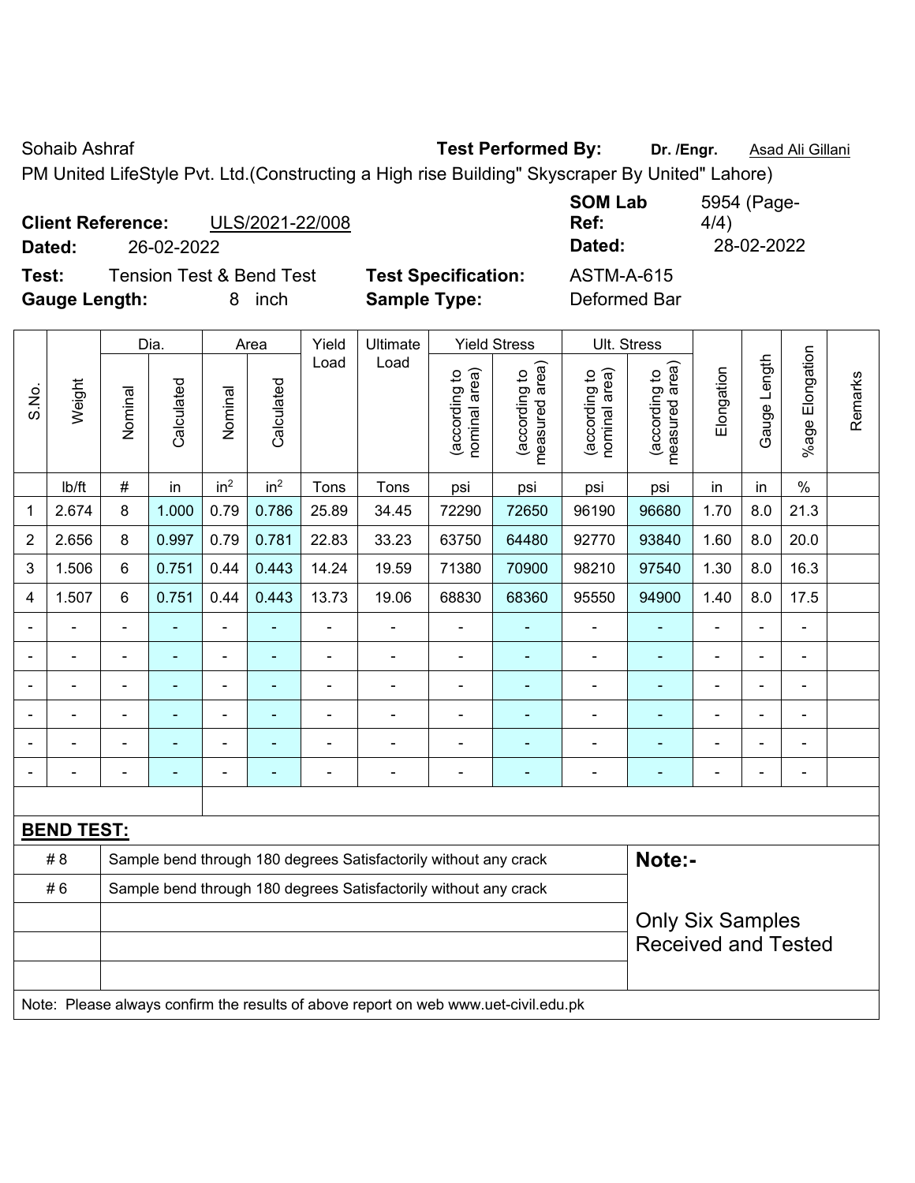Sohaib Ashraf **Test Performed By:** **Dr. /Engr.** Asad Ali Gillani

PM United LifeStyle Pvt. Ltd.(Constructing a High rise Building" Skyscraper By United" Lahore)

**Client Reference:** ULS/2021-22/008 **SOM Lab Ref:** 5954 (Page-4/4)

**Dated:** 26-02-2022 **Dated:** 28-02-2022

**Test:** Tension Test & Bend Test **Test Specification:** ASTM-A-615

**Gauge Length:** 8 inch **Sample Type:** Deformed Bar

| S.No. | Weight | Dia. | | Area | | Yield Load | Ultimate Load | Yield Stress | | Ult. Stress | | Elongation | Gauge Length | %age Elongation | Remarks |
|---|---|---|---|---|---|---|---|---|---|---|---|---|---|---|---|
| | | Nominal | Calculated | Nominal | Calculated | | | (according to nominal area) | (according to measured area) | (according to nominal area) | (according to measured area) | | | | |
| | lb/ft | # | in | in² | in² | Tons | Tons | psi | psi | psi | psi | in | in | % | |
| 1 | 2.674 | 8 | 1.000 | 0.79 | 0.786 | 25.89 | 34.45 | 72290 | 72650 | 96190 | 96680 | 1.70 | 8.0 | 21.3 | |
| 2 | 2.656 | 8 | 0.997 | 0.79 | 0.781 | 22.83 | 33.23 | 63750 | 64480 | 92770 | 93840 | 1.60 | 8.0 | 20.0 | |
| 3 | 1.506 | 6 | 0.751 | 0.44 | 0.443 | 14.24 | 19.59 | 71380 | 70900 | 98210 | 97540 | 1.30 | 8.0 | 16.3 | |
| 4 | 1.507 | 6 | 0.751 | 0.44 | 0.443 | 13.73 | 19.06 | 68830 | 68360 | 95550 | 94900 | 1.40 | 8.0 | 17.5 | |
| - | - | - | - | - | - | - | - | - | - | - | - | - | - | - | |
| - | - | - | - | - | - | - | - | - | - | - | - | - | - | - | |
| - | - | - | - | - | - | - | - | - | - | - | - | - | - | - | |
| - | - | - | - | - | - | - | - | - | - | - | - | - | - | - | |
| - | - | - | - | - | - | - | - | - | - | - | - | - | - | - | |
| - | - | - | - | - | - | - | - | - | - | - | - | - | - | - | |

**BEND TEST:**

| | | |
|---|---|---|
| # 8 | Sample bend through 180 degrees Satisfactorily without any crack | **Note:-** |
| # 6 | Sample bend through 180 degrees Satisfactorily without any crack | Only Six Samples Received and Tested |

Note: Please always confirm the results of above report on web www.uet-civil.edu.pk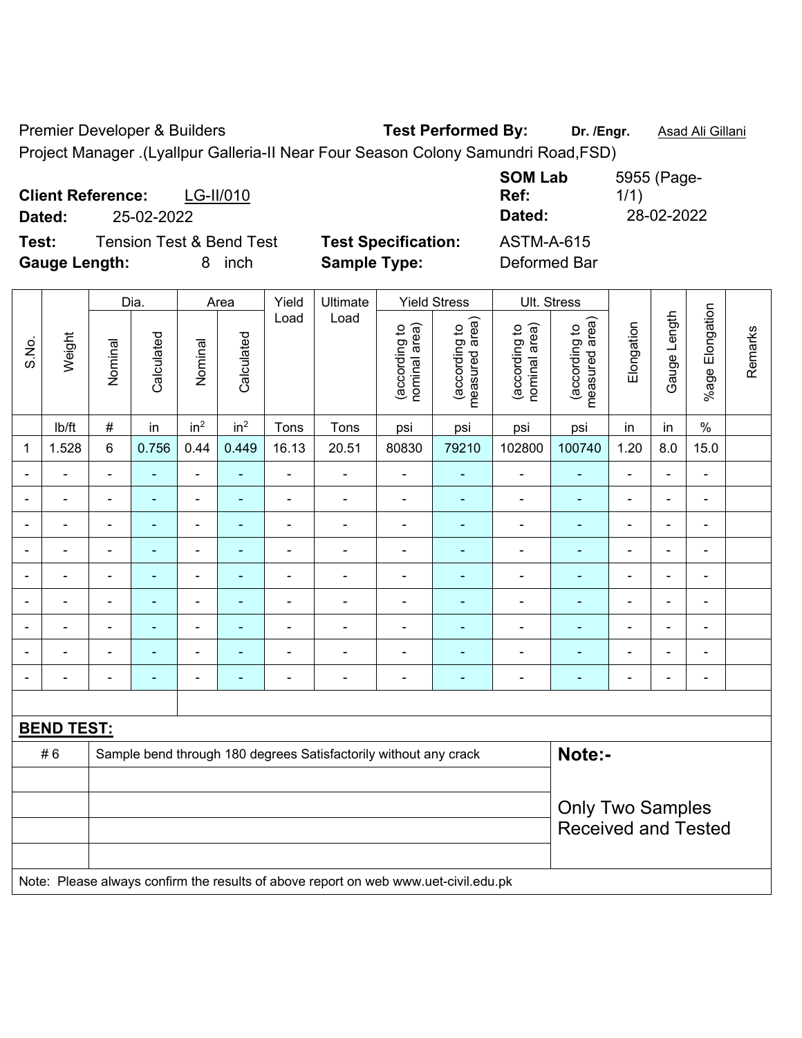Premier Developer & Builders **Test Performed By:** **Dr. /Engr.** Asad Ali Gillani

Project Manager .(Lyallpur Galleria-II Near Four Season Colony Samundri Road,FSD)

**Client Reference:** LG-II/010 **SOM Lab Ref:** 5955 (Page-1/1)

**Dated:** 25-02-2022 **Dated:** 28-02-2022

**Test:** Tension Test & Bend Test **Test Specification:** ASTM-A-615

**Gauge Length:** 8 inch **Sample Type:** Deformed Bar

| S.No. | Weight | Dia. | | Area | | Yield Load | Ultimate Load | Yield Stress | | Ult. Stress | | Elongation | Gauge Length | %age Elongation | Remarks |
|---|---|---|---|---|---|---|---|---|---|---|---|---|---|---|---|
| | | Nominal | Calculated | Nominal | Calculated | | | (according to nominal area) | (according to measured area) | (according to nominal area) | (according to measured area) | | | | |
| | lb/ft | # | in | $in^2$ | $in^2$ | Tons | Tons | psi | psi | psi | psi | in | in | % | |
| 1 | 1.528 | 6 | 0.756 | 0.44 | 0.449 | 16.13 | 20.51 | 80830 | 79210 | 102800 | 100740 | 1.20 | 8.0 | 15.0 | |
| - | - | - | - | - | - | - | - | - | - | - | - | - | - | - | |
| - | - | - | - | - | - | - | - | - | - | - | - | - | - | - | |
| - | - | - | - | - | - | - | - | - | - | - | - | - | - | - | |
| - | - | - | - | - | - | - | - | - | - | - | - | - | - | - | |
| - | - | - | - | - | - | - | - | - | - | - | - | - | - | - | |
| - | - | - | - | - | - | - | - | - | - | - | - | - | - | - | |
| - | - | - | - | - | - | - | - | - | - | - | - | - | - | - | |
| - | - | - | - | - | - | - | - | - | - | - | - | - | - | - | |
| - | - | - | - | - | - | - | - | - | - | - | - | - | - | - | |

**BEND TEST:**

| | | |
|---|---|---|
| # 6 | Sample bend through 180 degrees Satisfactorily without any crack | **Note:-** |
| | | Only Two Samples Received and Tested |
| | | |
| | | |
| | | |

Note: Please always confirm the results of above report on web www.uet-civil.edu.pk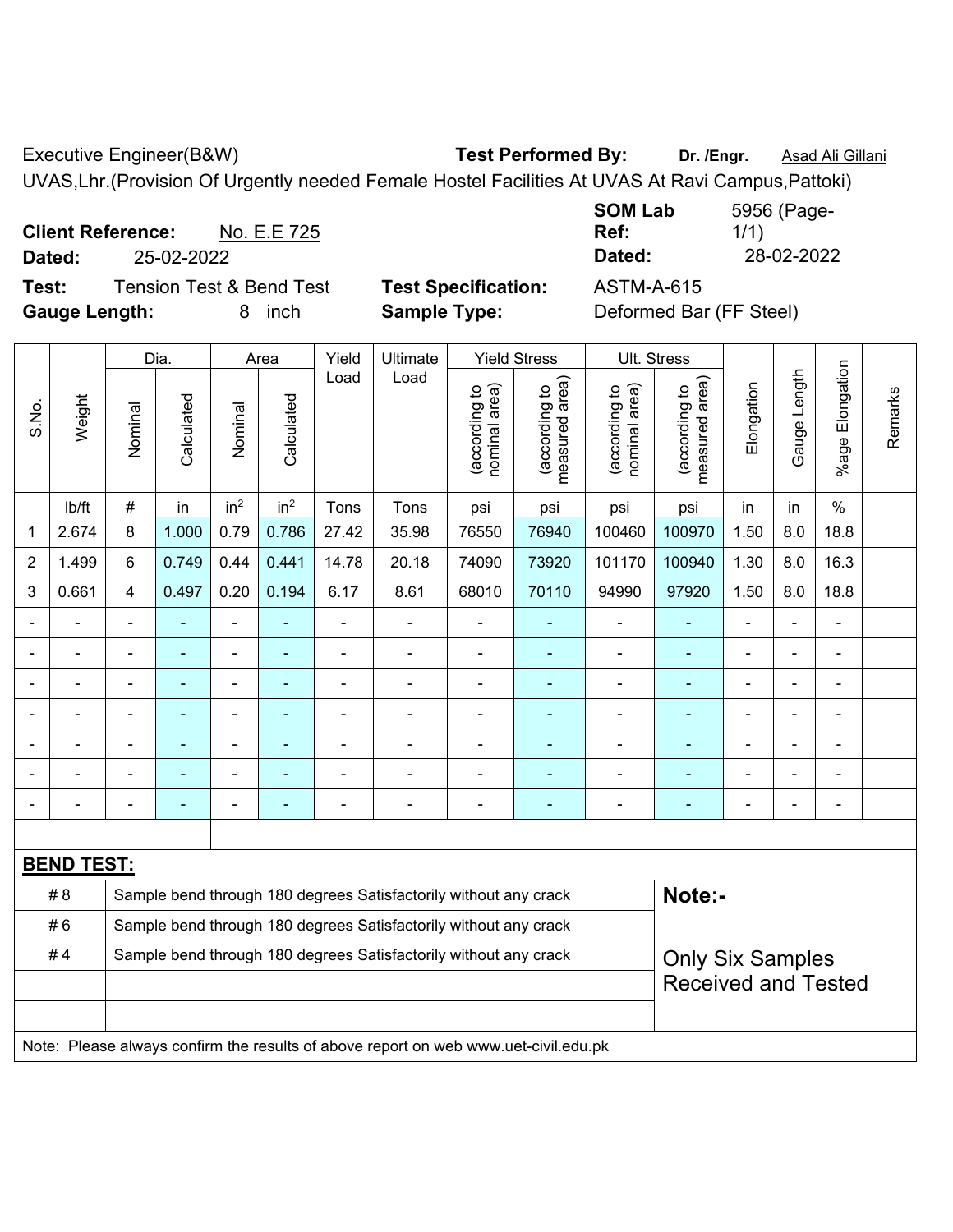Executive Engineer(B&W) **Test Performed By:** **Dr. /Engr.** Asad Ali Gillani

UVAS,Lhr.(Provision Of Urgently needed Female Hostel Facilities At UVAS At Ravi Campus,Pattoki)

**Client Reference:** No. E.E 725 **SOM Lab Ref:** 5956 (Page-1/1)

**Dated:** 25-02-2022 **Dated:** 28-02-2022

**Test:** Tension Test & Bend Test **Test Specification:** ASTM-A-615

**Gauge Length:** 8 inch **Sample Type:** Deformed Bar (FF Steel)

| S.No. | Weight | Dia. | | Area | | Yield Load | Ultimate Load | Yield Stress | | Ult. Stress | | Elongation | Gauge Length | %age Elongation | Remarks |
|---|---|---|---|---|---|---|---|---|---|---|---|---|---|---|---|
| | | Nominal | Calculated | Nominal | Calculated | | | (according to nominal area) | (according to measured area) | (according to nominal area) | (according to measured area) | | | | |
| | lb/ft | # | in | in² | in² | Tons | Tons | psi | psi | psi | psi | in | in | % | |
| 1 | 2.674 | 8 | 1.000 | 0.79 | 0.786 | 27.42 | 35.98 | 76550 | 76940 | 100460 | 100970 | 1.50 | 8.0 | 18.8 | |
| 2 | 1.499 | 6 | 0.749 | 0.44 | 0.441 | 14.78 | 20.18 | 74090 | 73920 | 101170 | 100940 | 1.30 | 8.0 | 16.3 | |
| 3 | 0.661 | 4 | 0.497 | 0.20 | 0.194 | 6.17 | 8.61 | 68010 | 70110 | 94990 | 97920 | 1.50 | 8.0 | 18.8 | |
| - | - | - | - | - | - | - | - | - | - | - | - | - | - | - | |
| - | - | - | - | - | - | - | - | - | - | - | - | - | - | - | |
| - | - | - | - | - | - | - | - | - | - | - | - | - | - | - | |
| - | - | - | - | - | - | - | - | - | - | - | - | - | - | - | |
| - | - | - | - | - | - | - | - | - | - | - | - | - | - | - | |
| - | - | - | - | - | - | - | - | - | - | - | - | - | - | - | |
| - | - | - | - | - | - | - | - | - | - | - | - | - | - | - | |

**BEND TEST:**

| | | |
|---|---|---|
| # 8 | Sample bend through 180 degrees Satisfactorily without any crack | **Note:-** |
| # 6 | Sample bend through 180 degrees Satisfactorily without any crack | |
| # 4 | Sample bend through 180 degrees Satisfactorily without any crack | Only Six Samples Received and Tested |

Note: Please always confirm the results of above report on web www.uet-civil.edu.pk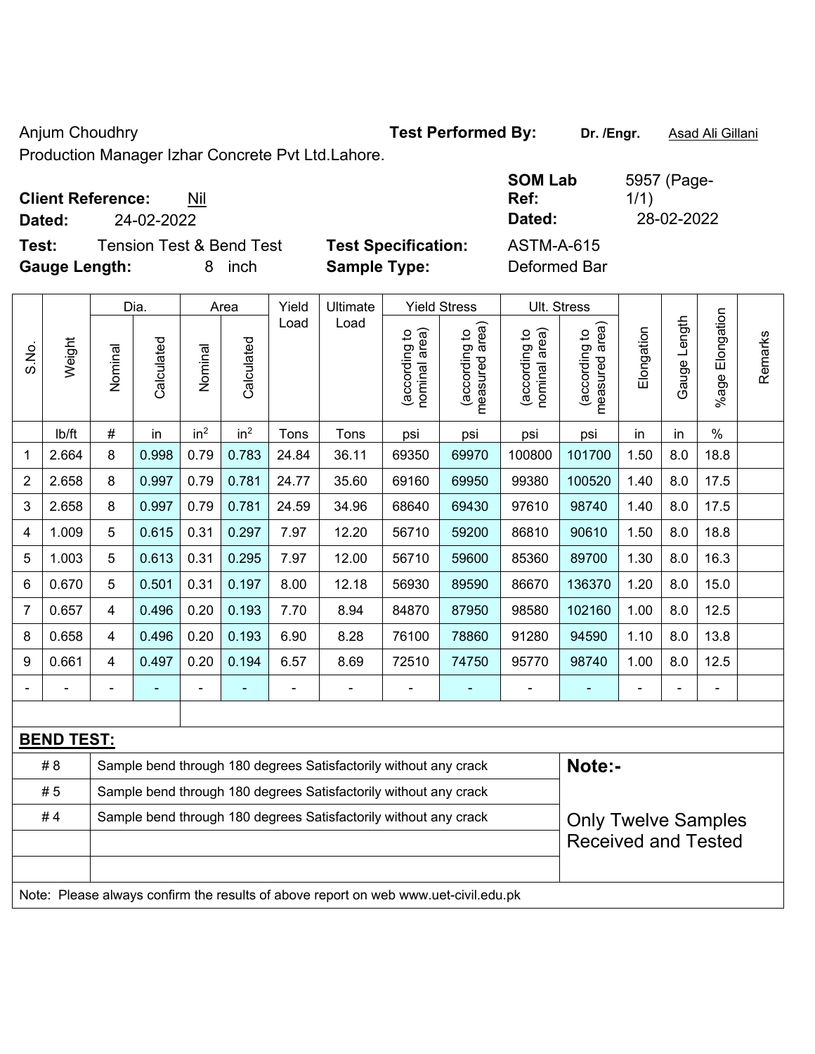Anjum Choudhry

Production Manager Izhar Concrete Pvt Ltd.Lahore.

**Test Performed By:** **Dr. /Engr.** Asad Ali Gillani

**Client Reference:** Nil

**Dated:** 24-02-2022

**SOM Lab Ref:** 5957 (Page-1/1)

**Dated:** 28-02-2022

**Test:** Tension Test & Bend Test

**Gauge Length:** 8 inch

**Test Specification:** ASTM-A-615

**Sample Type:** Deformed Bar

| S.No. | Weight | Dia. | | Area | | Yield Load | Ultimate Load | Yield Stress | | Ult. Stress | | Elongation | Gauge Length | %age Elongation | Remarks |
|---|---|---|---|---|---|---|---|---|---|---|---|---|---|---|---|
| | | Nominal | Calculated | Nominal | Calculated | | | (according to nominal area) | (according to measured area) | (according to nominal area) | (according to measured area) | | | | |
| | lb/ft | # | in | in² | in² | Tons | Tons | psi | psi | psi | psi | in | in | % | |
| 1 | 2.664 | 8 | 0.998 | 0.79 | 0.783 | 24.84 | 36.11 | 69350 | 69970 | 100800 | 101700 | 1.50 | 8.0 | 18.8 | |
| 2 | 2.658 | 8 | 0.997 | 0.79 | 0.781 | 24.77 | 35.60 | 69160 | 69950 | 99380 | 100520 | 1.40 | 8.0 | 17.5 | |
| 3 | 2.658 | 8 | 0.997 | 0.79 | 0.781 | 24.59 | 34.96 | 68640 | 69430 | 97610 | 98740 | 1.40 | 8.0 | 17.5 | |
| 4 | 1.009 | 5 | 0.615 | 0.31 | 0.297 | 7.97 | 12.20 | 56710 | 59200 | 86810 | 90610 | 1.50 | 8.0 | 18.8 | |
| 5 | 1.003 | 5 | 0.613 | 0.31 | 0.295 | 7.97 | 12.00 | 56710 | 59600 | 85360 | 89700 | 1.30 | 8.0 | 16.3 | |
| 6 | 0.670 | 5 | 0.501 | 0.31 | 0.197 | 8.00 | 12.18 | 56930 | 89590 | 86670 | 136370 | 1.20 | 8.0 | 15.0 | |
| 7 | 0.657 | 4 | 0.496 | 0.20 | 0.193 | 7.70 | 8.94 | 84870 | 87950 | 98580 | 102160 | 1.00 | 8.0 | 12.5 | |
| 8 | 0.658 | 4 | 0.496 | 0.20 | 0.193 | 6.90 | 8.28 | 76100 | 78860 | 91280 | 94590 | 1.10 | 8.0 | 13.8 | |
| 9 | 0.661 | 4 | 0.497 | 0.20 | 0.194 | 6.57 | 8.69 | 72510 | 74750 | 95770 | 98740 | 1.00 | 8.0 | 12.5 | |
| - | - | - | - | - | - | - | - | - | - | - | - | - | - | - | |

**BEND TEST:**

| | | |
|---|---|---|
| # 8 | Sample bend through 180 degrees Satisfactorily without any crack | **Note:-** |
| # 5 | Sample bend through 180 degrees Satisfactorily without any crack | |
| # 4 | Sample bend through 180 degrees Satisfactorily without any crack | Only Twelve Samples Received and Tested |

Note: Please always confirm the results of above report on web www.uet-civil.edu.pk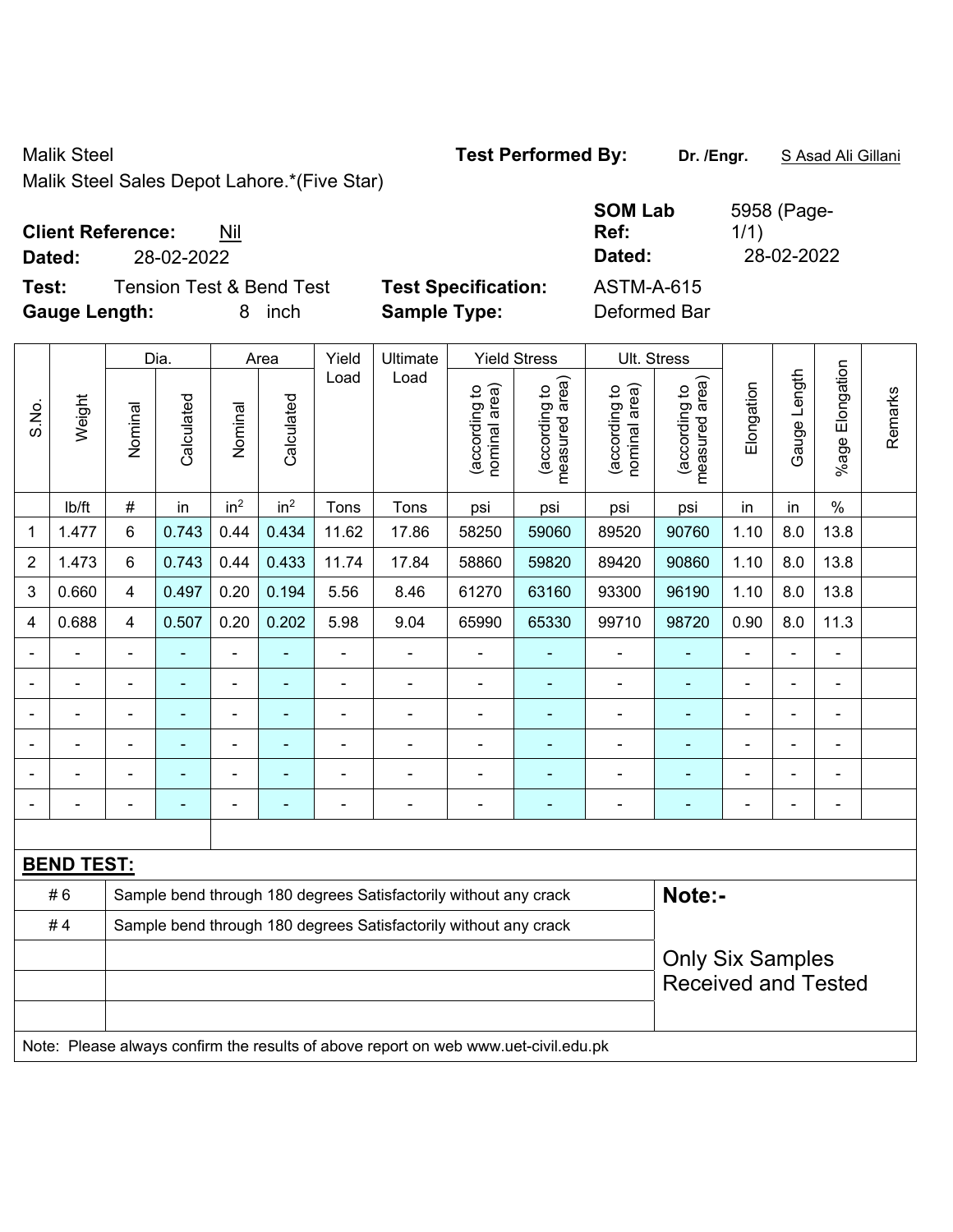Malik Steel
Malik Steel Sales Depot Lahore.*(Five Star)

**Test Performed By:** Dr. /Engr. S Asad Ali Gillani

**Client Reference:** Nil
**Dated:** 28-02-2022

**SOM Lab Ref:** 5958 (Page-1/1)
**Dated:** 28-02-2022

**Test:** Tension Test & Bend Test
**Gauge Length:** 8 inch

**Test Specification:** ASTM-A-615
**Sample Type:** Deformed Bar

| S.No. | Weight | Dia. | | Area | | Yield Load | Ultimate Load | Yield Stress | | Ult. Stress | | Elongation | Gauge Length | %age Elongation | Remarks |
|---|---|---|---|---|---|---|---|---|---|---|---|---|---|---|---|
| | | Nominal | Calculated | Nominal | Calculated | | | (according to nominal area) | (according to measured area) | (according to nominal area) | (according to measured area) | | | | |
| | lb/ft | # | in | $in^2$ | $in^2$ | Tons | Tons | psi | psi | psi | psi | in | in | % | |
| 1 | 1.477 | 6 | 0.743 | 0.44 | 0.434 | 11.62 | 17.86 | 58250 | 59060 | 89520 | 90760 | 1.10 | 8.0 | 13.8 | |
| 2 | 1.473 | 6 | 0.743 | 0.44 | 0.433 | 11.74 | 17.84 | 58860 | 59820 | 89420 | 90860 | 1.10 | 8.0 | 13.8 | |
| 3 | 0.660 | 4 | 0.497 | 0.20 | 0.194 | 5.56 | 8.46 | 61270 | 63160 | 93300 | 96190 | 1.10 | 8.0 | 13.8 | |
| 4 | 0.688 | 4 | 0.507 | 0.20 | 0.202 | 5.98 | 9.04 | 65990 | 65330 | 99710 | 98720 | 0.90 | 8.0 | 11.3 | |
| - | - | - | - | - | - | - | - | - | - | - | - | - | - | - | |
| - | - | - | - | - | - | - | - | - | - | - | - | - | - | - | |
| - | - | - | - | - | - | - | - | - | - | - | - | - | - | - | |
| - | - | - | - | - | - | - | - | - | - | - | - | - | - | - | |
| - | - | - | - | - | - | - | - | - | - | - | - | - | - | - | |
| - | - | - | - | - | - | - | - | - | - | - | - | - | - | - | |

**BEND TEST:**

| | | |
|---|---|---|
| # 6 | Sample bend through 180 degrees Satisfactorily without any crack | **Note:-** |
| # 4 | Sample bend through 180 degrees Satisfactorily without any crack | |
| | | Only Six Samples Received and Tested |

Note: Please always confirm the results of above report on web www.uet-civil.edu.pk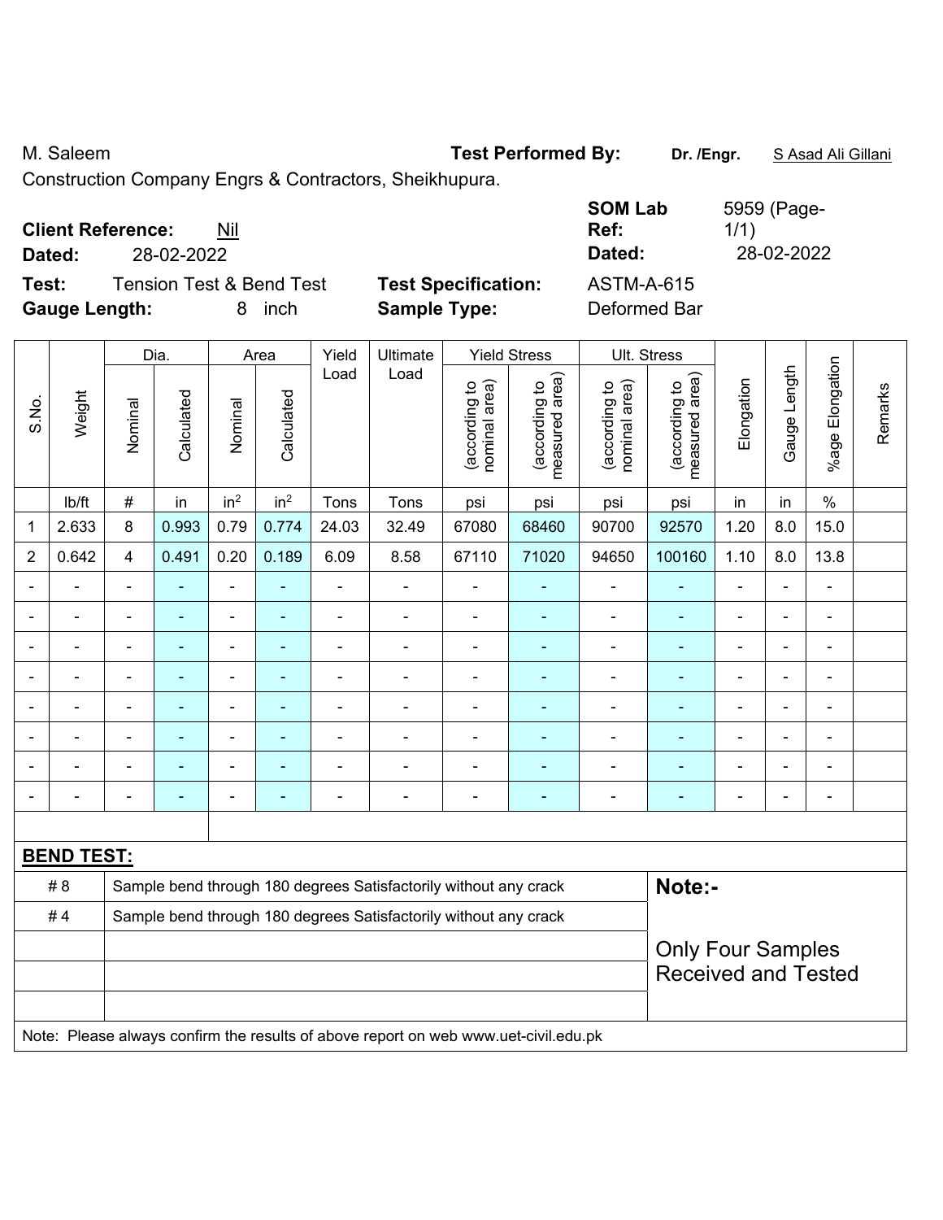M. Saleem **Test Performed By:** **Dr. /Engr.** S Asad Ali Gillani

Construction Company Engrs & Contractors, Sheikhupura.

**Client Reference:** Nil **SOM Lab Ref:** 5959 (Page-1/1)

**Dated:** 28-02-2022 **Dated:** 28-02-2022

**Test:** Tension Test & Bend Test **Test Specification:** ASTM-A-615

**Gauge Length:** 8 inch **Sample Type:** Deformed Bar

| S.No. | Weight | Dia. | | Area | | Yield Load | Ultimate Load | Yield Stress | | Ult. Stress | | Elongation | Gauge Length | %age Elongation | Remarks |
|---|---|---|---|---|---|---|---|---|---|---|---|---|---|---|---|
| | | Nominal | Calculated | Nominal | Calculated | | | (according to nominal area) | (according to measured area) | (according to nominal area) | (according to measured area) | | | | |
| | lb/ft | # | in | $in^2$ | $in^2$ | Tons | Tons | psi | psi | psi | psi | in | in | % | |
| 1 | 2.633 | 8 | 0.993 | 0.79 | 0.774 | 24.03 | 32.49 | 67080 | 68460 | 90700 | 92570 | 1.20 | 8.0 | 15.0 | |
| 2 | 0.642 | 4 | 0.491 | 0.20 | 0.189 | 6.09 | 8.58 | 67110 | 71020 | 94650 | 100160 | 1.10 | 8.0 | 13.8 | |
| - | - | - | - | - | - | - | - | - | - | - | - | - | - | - | |
| - | - | - | - | - | - | - | - | - | - | - | - | - | - | - | |
| - | - | - | - | - | - | - | - | - | - | - | - | - | - | - | |
| - | - | - | - | - | - | - | - | - | - | - | - | - | - | - | |
| - | - | - | - | - | - | - | - | - | - | - | - | - | - | - | |
| - | - | - | - | - | - | - | - | - | - | - | - | - | - | - | |
| - | - | - | - | - | - | - | - | - | - | - | - | - | - | - | |
| - | - | - | - | - | - | - | - | - | - | - | - | - | - | - | |

**BEND TEST:**

| | | |
|---|---|---|
| # 8 | Sample bend through 180 degrees Satisfactorily without any crack | **Note:-** |
| # 4 | Sample bend through 180 degrees Satisfactorily without any crack | Only Four Samples Received and Tested |

Note: Please always confirm the results of above report on web www.uet-civil.edu.pk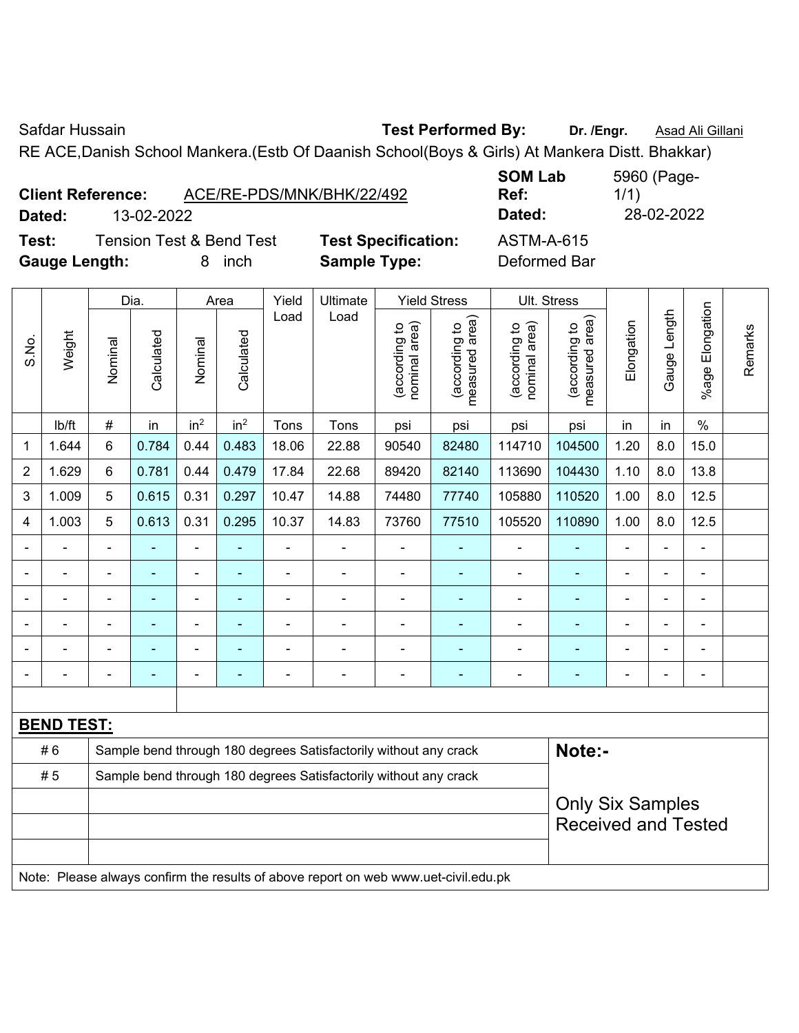Safdar Hussain **Test Performed By:** **Dr. /Engr.** Asad Ali Gillani

RE ACE,Danish School Mankera.(Estb Of Daanish School(Boys & Girls) At Mankera Distt. Bhakkar)

**Client Reference:** ACE/RE-PDS/MNK/BHK/22/492 **SOM Lab Ref:** 5960 (Page-1/1)

**Dated:** 13-02-2022 **Dated:** 28-02-2022

**Test:** Tension Test & Bend Test **Test Specification:** ASTM-A-615

**Gauge Length:** 8 inch **Sample Type:** Deformed Bar

| S.No. | Weight | Dia. | | Area | | Yield Load | Ultimate Load | Yield Stress | | Ult. Stress | | Elongation | Gauge Length | %age Elongation | Remarks |
|---|---|---|---|---|---|---|---|---|---|---|---|---|---|---|---|
| | | Nominal | Calculated | Nominal | Calculated | | | (according to nominal area) | (according to measured area) | (according to nominal area) | (according to measured area) | | | | |
| | lb/ft | # | in | $in^2$ | $in^2$ | Tons | Tons | psi | psi | psi | psi | in | in | % | |
| 1 | 1.644 | 6 | 0.784 | 0.44 | 0.483 | 18.06 | 22.88 | 90540 | 82480 | 114710 | 104500 | 1.20 | 8.0 | 15.0 | |
| 2 | 1.629 | 6 | 0.781 | 0.44 | 0.479 | 17.84 | 22.68 | 89420 | 82140 | 113690 | 104430 | 1.10 | 8.0 | 13.8 | |
| 3 | 1.009 | 5 | 0.615 | 0.31 | 0.297 | 10.47 | 14.88 | 74480 | 77740 | 105880 | 110520 | 1.00 | 8.0 | 12.5 | |
| 4 | 1.003 | 5 | 0.613 | 0.31 | 0.295 | 10.37 | 14.83 | 73760 | 77510 | 105520 | 110890 | 1.00 | 8.0 | 12.5 | |
| - | - | - | - | - | - | - | - | - | - | - | - | - | - | - | |
| - | - | - | - | - | - | - | - | - | - | - | - | - | - | - | |
| - | - | - | - | - | - | - | - | - | - | - | - | - | - | - | |
| - | - | - | - | - | - | - | - | - | - | - | - | - | - | - | |
| - | - | - | - | - | - | - | - | - | - | - | - | - | - | - | |
| - | - | - | - | - | - | - | - | - | - | - | - | - | - | - | |

**BEND TEST:**

| | | |
|---|---|---|
| # 6 | Sample bend through 180 degrees Satisfactorily without any crack | **Note:-** |
| # 5 | Sample bend through 180 degrees Satisfactorily without any crack | Only Six Samples Received and Tested |

Note: Please always confirm the results of above report on web www.uet-civil.edu.pk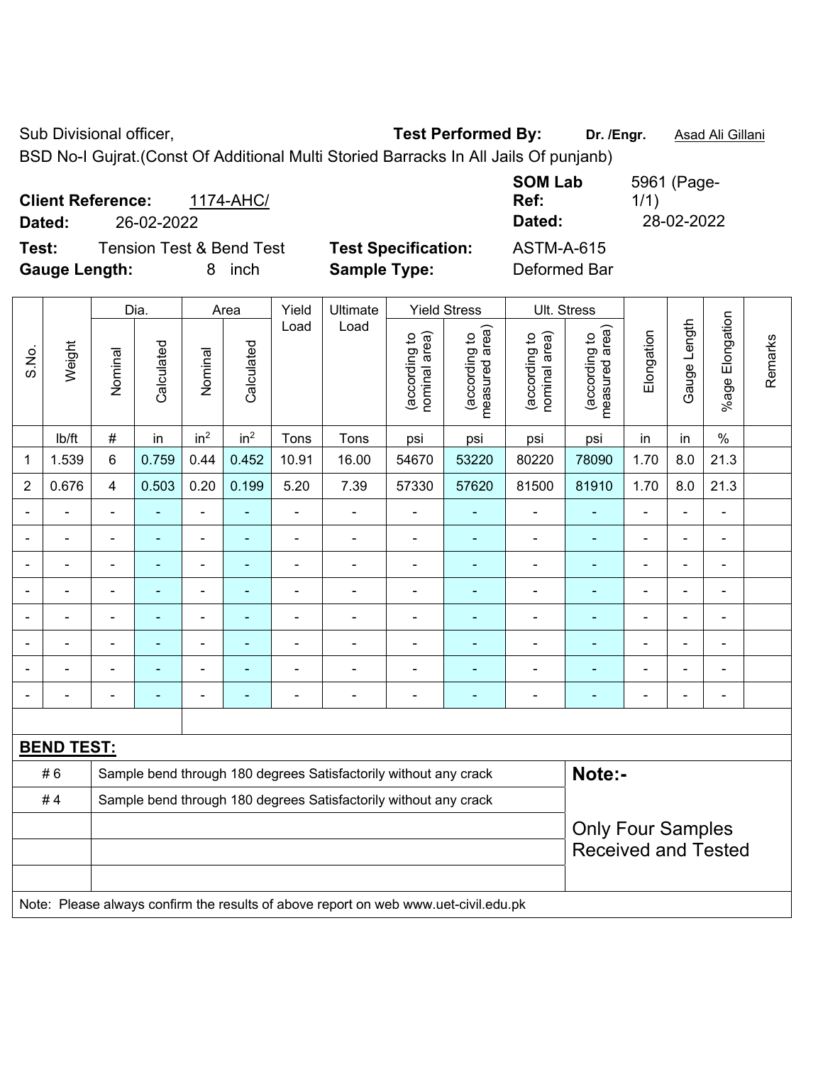Sub Divisional officer, **Test Performed By:** **Dr. /Engr.** Asad Ali Gillani

BSD No-I Gujrat.(Const Of Additional Multi Storied Barracks In All Jails Of punjanb)

**Client Reference:** 1174-AHC/ **SOM Lab Ref:** 5961 (Page-1/1)

**Dated:** 26-02-2022 **Dated:** 28-02-2022

**Test:** Tension Test & Bend Test **Test Specification:** ASTM-A-615

**Gauge Length:** 8 inch **Sample Type:** Deformed Bar

| S.No. | Weight | Dia. | | Area | | Yield Load | Ultimate Load | Yield Stress | | Ult. Stress | | Elongation | Gauge Length | %age Elongation | Remarks |
|---|---|---|---|---|---|---|---|---|---|---|---|---|---|---|---|
| | | Nominal | Calculated | Nominal | Calculated | | | (according to nominal area) | (according to measured area) | (according to nominal area) | (according to measured area) | | | | |
| | lb/ft | # | in | in² | in² | Tons | Tons | psi | psi | psi | psi | in | in | % | |
| 1 | 1.539 | 6 | 0.759 | 0.44 | 0.452 | 10.91 | 16.00 | 54670 | 53220 | 80220 | 78090 | 1.70 | 8.0 | 21.3 | |
| 2 | 0.676 | 4 | 0.503 | 0.20 | 0.199 | 5.20 | 7.39 | 57330 | 57620 | 81500 | 81910 | 1.70 | 8.0 | 21.3 | |
| - | - | - | - | - | - | - | - | - | - | - | - | - | - | - | |
| - | - | - | - | - | - | - | - | - | - | - | - | - | - | - | |
| - | - | - | - | - | - | - | - | - | - | - | - | - | - | - | |
| - | - | - | - | - | - | - | - | - | - | - | - | - | - | - | |
| - | - | - | - | - | - | - | - | - | - | - | - | - | - | - | |
| - | - | - | - | - | - | - | - | - | - | - | - | - | - | - | |
| - | - | - | - | - | - | - | - | - | - | - | - | - | - | - | |
| - | - | - | - | - | - | - | - | - | - | - | - | - | - | - | |

**BEND TEST:**

| | | |
|---|---|---|
| # 6 | Sample bend through 180 degrees Satisfactorily without any crack | **Note:-** |
| # 4 | Sample bend through 180 degrees Satisfactorily without any crack | Only Four Samples Received and Tested |

Note: Please always confirm the results of above report on web www.uet-civil.edu.pk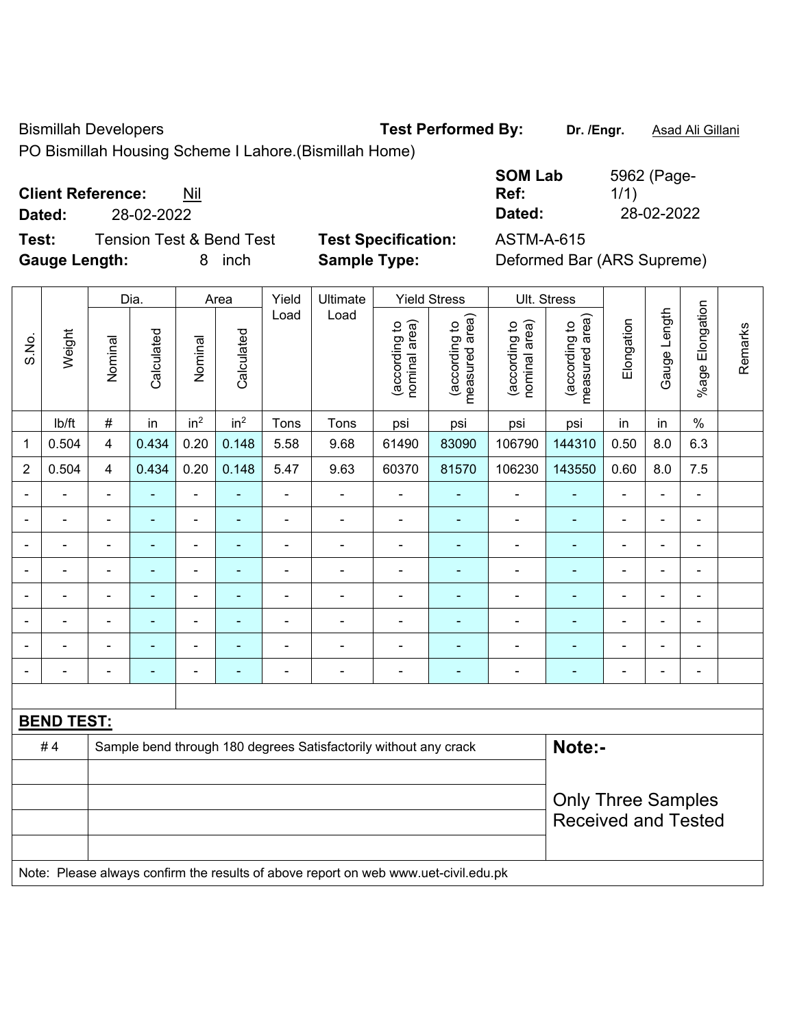Bismillah Developers **Test Performed By:** **Dr. /Engr.** Asad Ali Gillani

PO Bismillah Housing Scheme I Lahore.(Bismillah Home)

**Client Reference:** Nil **SOM Lab Ref:** 5962 (Page-1/1)

**Dated:** 28-02-2022 **Dated:** 28-02-2022

**Test:** Tension Test & Bend Test **Test Specification:** ASTM-A-615

**Gauge Length:** 8 inch **Sample Type:** Deformed Bar (ARS Supreme)

| S.No. | Weight | Dia. | | Area | | Yield Load | Ultimate Load | Yield Stress | | Ult. Stress | | Elongation | Gauge Length | %age Elongation | Remarks |
|---|---|---|---|---|---|---|---|---|---|---|---|---|---|---|---|
| | | Nominal | Calculated | Nominal | Calculated | | | (according to nominal area) | (according to measured area) | (according to nominal area) | (according to measured area) | | | | |
| | lb/ft | # | in | $in^2$ | $in^2$ | Tons | Tons | psi | psi | psi | psi | in | in | % | |
| 1 | 0.504 | 4 | 0.434 | 0.20 | 0.148 | 5.58 | 9.68 | 61490 | 83090 | 106790 | 144310 | 0.50 | 8.0 | 6.3 | |
| 2 | 0.504 | 4 | 0.434 | 0.20 | 0.148 | 5.47 | 9.63 | 60370 | 81570 | 106230 | 143550 | 0.60 | 8.0 | 7.5 | |
| - | - | - | - | - | - | - | - | - | - | - | - | - | - | - | |
| - | - | - | - | - | - | - | - | - | - | - | - | - | - | - | |
| - | - | - | - | - | - | - | - | - | - | - | - | - | - | - | |
| - | - | - | - | - | - | - | - | - | - | - | - | - | - | - | |
| - | - | - | - | - | - | - | - | - | - | - | - | - | - | - | |
| - | - | - | - | - | - | - | - | - | - | - | - | - | - | - | |
| - | - | - | - | - | - | - | - | - | - | - | - | - | - | - | |
| - | - | - | - | - | - | - | - | - | - | - | - | - | - | - | |

**BEND TEST:**

| | | |
|---|---|---|
| # 4 | Sample bend through 180 degrees Satisfactorily without any crack | **Note:-** |
| | | Only Three Samples Received and Tested |

Note: Please always confirm the results of above report on web www.uet-civil.edu.pk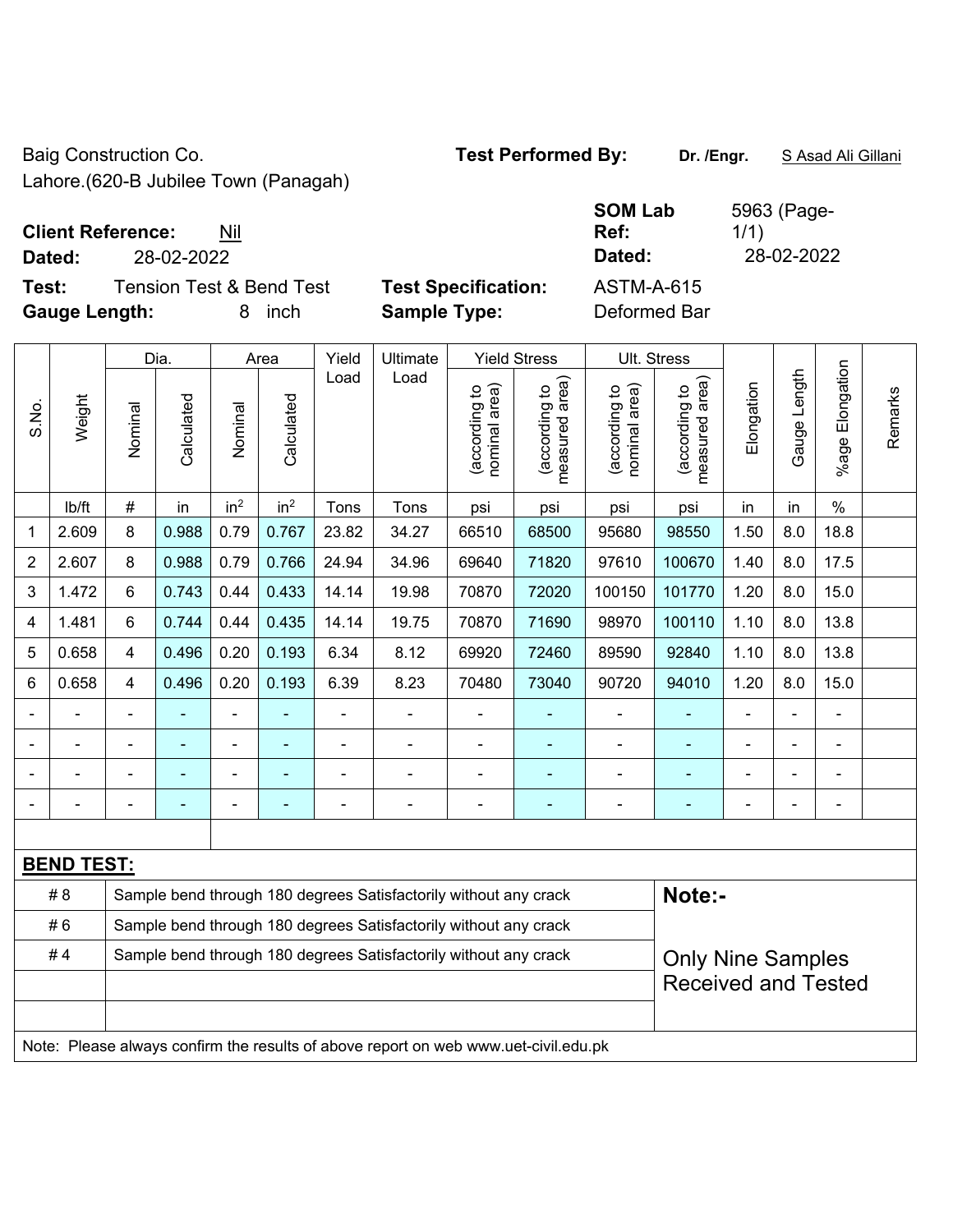Baig Construction Co.
Lahore.(620-B Jubilee Town (Panagah)

**Test Performed By:** **Dr. /Engr.** S Asad Ali Gillani

**Client Reference:** Nil
**Dated:** 28-02-2022

**SOM Lab Ref:** 5963 (Page-1/1)
**Dated:** 28-02-2022

**Test:** Tension Test & Bend Test
**Gauge Length:** 8 inch

**Test Specification:** ASTM-A-615
**Sample Type:** Deformed Bar

| S.No. | Weight | Dia. | | Area | | Yield Load | Ultimate Load | Yield Stress | | Ult. Stress | | Elongation | Gauge Length | %age Elongation | Remarks |
|---|---|---|---|---|---|---|---|---|---|---|---|---|---|---|---|
| | | Nominal | Calculated | Nominal | Calculated | | | (according to nominal area) | (according to measured area) | (according to nominal area) | (according to measured area) | | | | |
| | lb/ft | # | in | $in^2$ | $in^2$ | Tons | Tons | psi | psi | psi | psi | in | in | % | |
| 1 | 2.609 | 8 | 0.988 | 0.79 | 0.767 | 23.82 | 34.27 | 66510 | 68500 | 95680 | 98550 | 1.50 | 8.0 | 18.8 | |
| 2 | 2.607 | 8 | 0.988 | 0.79 | 0.766 | 24.94 | 34.96 | 69640 | 71820 | 97610 | 100670 | 1.40 | 8.0 | 17.5 | |
| 3 | 1.472 | 6 | 0.743 | 0.44 | 0.433 | 14.14 | 19.98 | 70870 | 72020 | 100150 | 101770 | 1.20 | 8.0 | 15.0 | |
| 4 | 1.481 | 6 | 0.744 | 0.44 | 0.435 | 14.14 | 19.75 | 70870 | 71690 | 98970 | 100110 | 1.10 | 8.0 | 13.8 | |
| 5 | 0.658 | 4 | 0.496 | 0.20 | 0.193 | 6.34 | 8.12 | 69920 | 72460 | 89590 | 92840 | 1.10 | 8.0 | 13.8 | |
| 6 | 0.658 | 4 | 0.496 | 0.20 | 0.193 | 6.39 | 8.23 | 70480 | 73040 | 90720 | 94010 | 1.20 | 8.0 | 15.0 | |
| - | - | - | - | - | - | - | - | - | - | - | - | - | - | - | |
| - | - | - | - | - | - | - | - | - | - | - | - | - | - | - | |
| - | - | - | - | - | - | - | - | - | - | - | - | - | - | - | |
| - | - | - | - | - | - | - | - | - | - | - | - | - | - | - | |

**BEND TEST:**

| | | |
|---|---|---|
| # 8 | Sample bend through 180 degrees Satisfactorily without any crack | **Note:-** |
| # 6 | Sample bend through 180 degrees Satisfactorily without any crack | |
| # 4 | Sample bend through 180 degrees Satisfactorily without any crack | Only Nine Samples Received and Tested |

Note: Please always confirm the results of above report on web www.uet-civil.edu.pk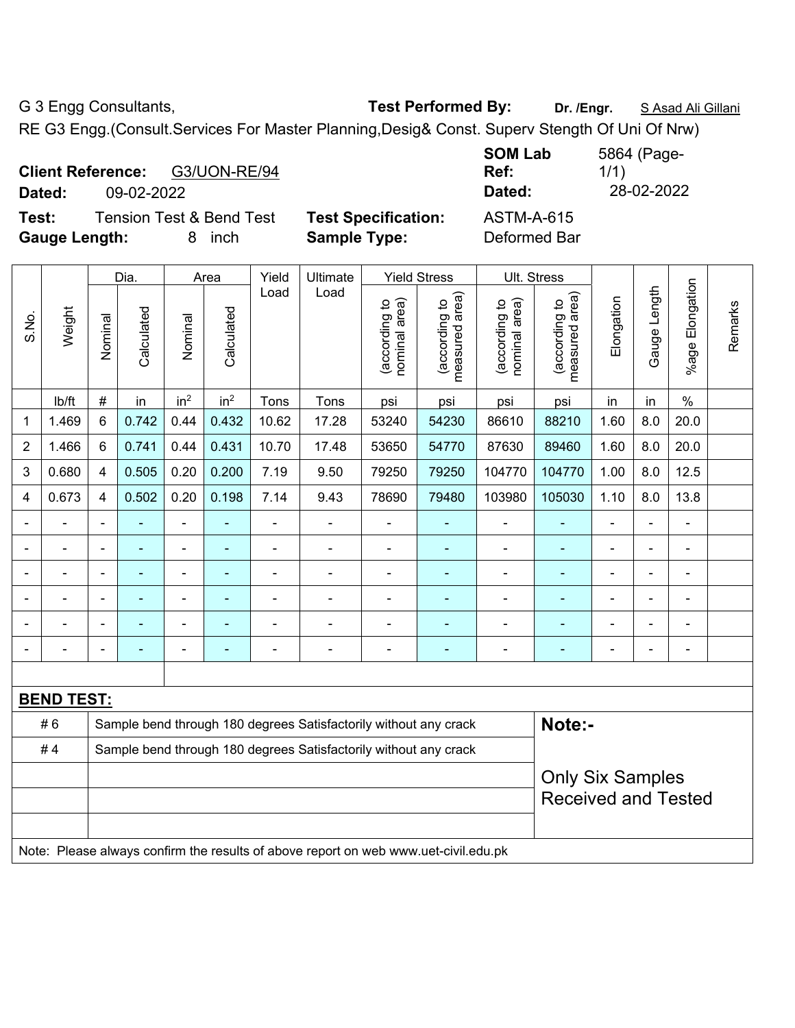G 3 Engg Consultants, **Test Performed By:** **Dr. /Engr.** S Asad Ali Gillani

RE G3 Engg.(Consult.Services For Master Planning,Desig& Const. Superv Stength Of Uni Of Nrw)

**Client Reference:** G3/UON-RE/94
**Dated:** 09-02-2022

**SOM Lab Ref:** 5864 (Page-1/1)
**Dated:** 28-02-2022

**Test:** Tension Test & Bend Test **Test Specification:** ASTM-A-615
**Gauge Length:** 8 inch **Sample Type:** Deformed Bar

| S.No. | Weight | Dia. | | Area | | Yield Load | Ultimate Load | Yield Stress | | Ult. Stress | | Elongation | Gauge Length | %age Elongation | Remarks |
|---|---|---|---|---|---|---|---|---|---|---|---|---|---|---|---|
| | | Nominal | Calculated | Nominal | Calculated | | | (according to nominal area) | (according to measured area) | (according to nominal area) | (according to measured area) | | | | |
| | lb/ft | # | in | in² | in² | Tons | Tons | psi | psi | psi | psi | in | in | % | |
| 1 | 1.469 | 6 | 0.742 | 0.44 | 0.432 | 10.62 | 17.28 | 53240 | 54230 | 86610 | 88210 | 1.60 | 8.0 | 20.0 | |
| 2 | 1.466 | 6 | 0.741 | 0.44 | 0.431 | 10.70 | 17.48 | 53650 | 54770 | 87630 | 89460 | 1.60 | 8.0 | 20.0 | |
| 3 | 0.680 | 4 | 0.505 | 0.20 | 0.200 | 7.19 | 9.50 | 79250 | 79250 | 104770 | 104770 | 1.00 | 8.0 | 12.5 | |
| 4 | 0.673 | 4 | 0.502 | 0.20 | 0.198 | 7.14 | 9.43 | 78690 | 79480 | 103980 | 105030 | 1.10 | 8.0 | 13.8 | |
| - | - | - | - | - | - | - | - | - | - | - | - | - | - | - | |
| - | - | - | - | - | - | - | - | - | - | - | - | - | - | - | |
| - | - | - | - | - | - | - | - | - | - | - | - | - | - | - | |
| - | - | - | - | - | - | - | - | - | - | - | - | - | - | - | |
| - | - | - | - | - | - | - | - | - | - | - | - | - | - | - | |
| - | - | - | - | - | - | - | - | - | - | - | - | - | - | - | |

**BEND TEST:**

| | | |
|---|---|---|
| # 6 | Sample bend through 180 degrees Satisfactorily without any crack | **Note:-** |
| # 4 | Sample bend through 180 degrees Satisfactorily without any crack | |
| | | Only Six Samples Received and Tested |

Note: Please always confirm the results of above report on web www.uet-civil.edu.pk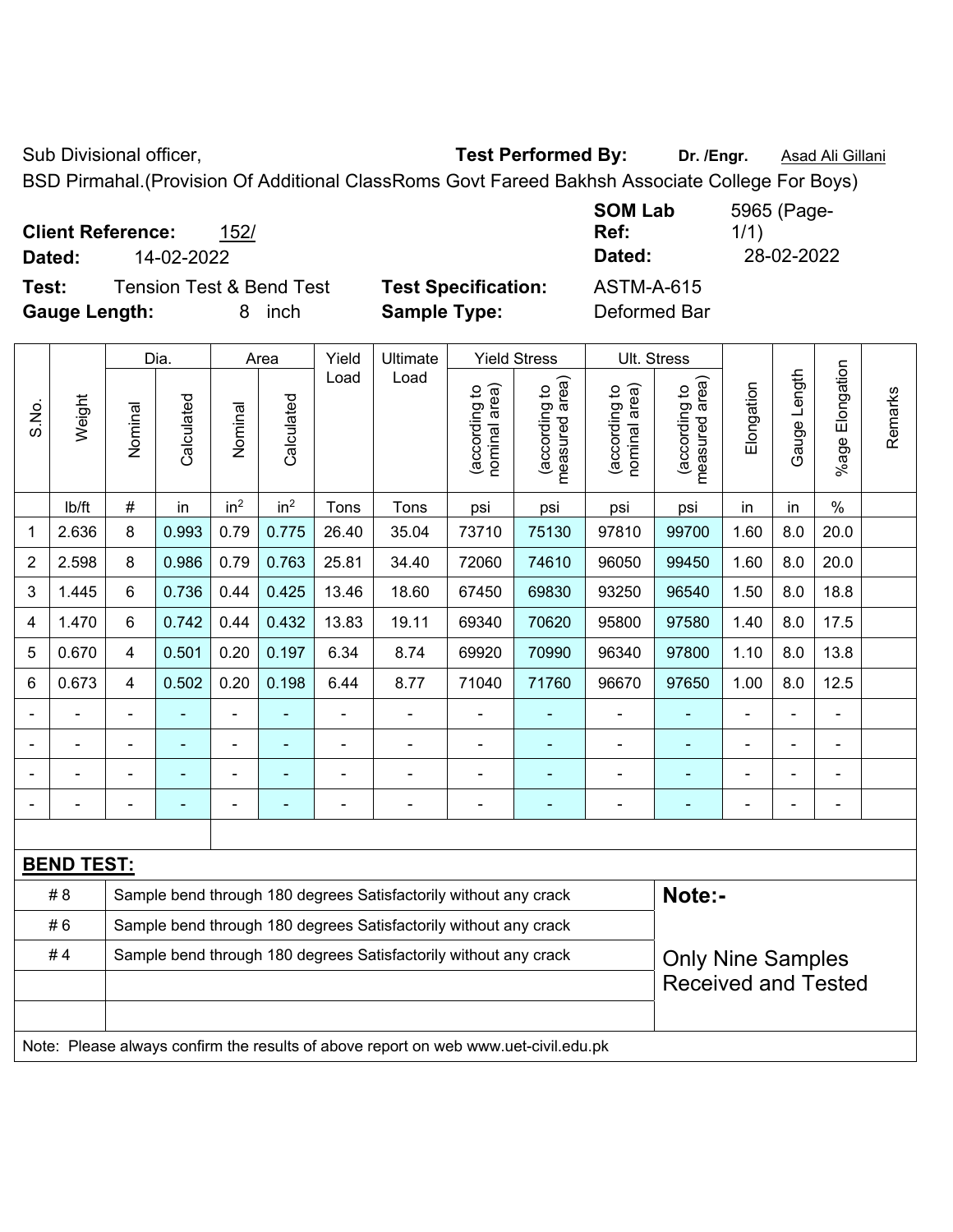Sub Divisional officer, **Test Performed By:** **Dr. /Engr.** Asad Ali Gillani

BSD Pirmahal.(Provision Of Additional ClassRoms Govt Fareed Bakhsh Associate College For Boys)

**Client Reference:** 152/ **SOM Lab Ref:** 5965 (Page-1/1)

**Dated:** 14-02-2022 **Dated:** 28-02-2022

**Test:** Tension Test & Bend Test **Test Specification:** ASTM-A-615

**Gauge Length:** 8 inch **Sample Type:** Deformed Bar

| S.No. | Weight | Dia. | | Area | | Yield Load | Ultimate Load | Yield Stress | | Ult. Stress | | Elongation | Gauge Length | %age Elongation | Remarks |
|---|---|---|---|---|---|---|---|---|---|---|---|---|---|---|---|
| | | Nominal | Calculated | Nominal | Calculated | | | (according to nominal area) | (according to measured area) | (according to nominal area) | (according to measured area) | | | | |
| | lb/ft | # | in | in² | in² | Tons | Tons | psi | psi | psi | psi | in | in | % | |
| 1 | 2.636 | 8 | 0.993 | 0.79 | 0.775 | 26.40 | 35.04 | 73710 | 75130 | 97810 | 99700 | 1.60 | 8.0 | 20.0 | |
| 2 | 2.598 | 8 | 0.986 | 0.79 | 0.763 | 25.81 | 34.40 | 72060 | 74610 | 96050 | 99450 | 1.60 | 8.0 | 20.0 | |
| 3 | 1.445 | 6 | 0.736 | 0.44 | 0.425 | 13.46 | 18.60 | 67450 | 69830 | 93250 | 96540 | 1.50 | 8.0 | 18.8 | |
| 4 | 1.470 | 6 | 0.742 | 0.44 | 0.432 | 13.83 | 19.11 | 69340 | 70620 | 95800 | 97580 | 1.40 | 8.0 | 17.5 | |
| 5 | 0.670 | 4 | 0.501 | 0.20 | 0.197 | 6.34 | 8.74 | 69920 | 70990 | 96340 | 97800 | 1.10 | 8.0 | 13.8 | |
| 6 | 0.673 | 4 | 0.502 | 0.20 | 0.198 | 6.44 | 8.77 | 71040 | 71760 | 96670 | 97650 | 1.00 | 8.0 | 12.5 | |
| - | - | - | - | - | - | - | - | - | - | - | - | - | - | - | |
| - | - | - | - | - | - | - | - | - | - | - | - | - | - | - | |
| - | - | - | - | - | - | - | - | - | - | - | - | - | - | - | |
| - | - | - | - | - | - | - | - | - | - | - | - | - | - | - | |

**BEND TEST:**

| | | |
|---|---|---|
| # 8 | Sample bend through 180 degrees Satisfactorily without any crack | **Note:-** |
| # 6 | Sample bend through 180 degrees Satisfactorily without any crack | |
| # 4 | Sample bend through 180 degrees Satisfactorily without any crack | Only Nine Samples Received and Tested |

Note: Please always confirm the results of above report on web www.uet-civil.edu.pk